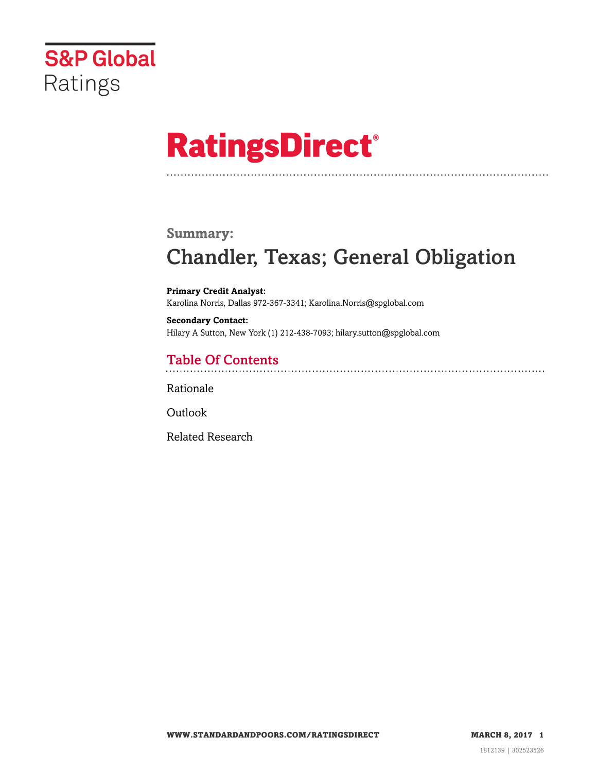S&P Global Ratings

# RatingsDirect®

## Summary:

# Chandler, Texas; General Obligation

**Primary Credit Analyst:**
Karolina Norris, Dallas 972-367-3341; Karolina.Norris@spglobal.com

**Secondary Contact:**
Hilary A Sutton, New York (1) 212-438-7093; hilary.sutton@spglobal.com

## Table Of Contents

Rationale

Outlook

Related Research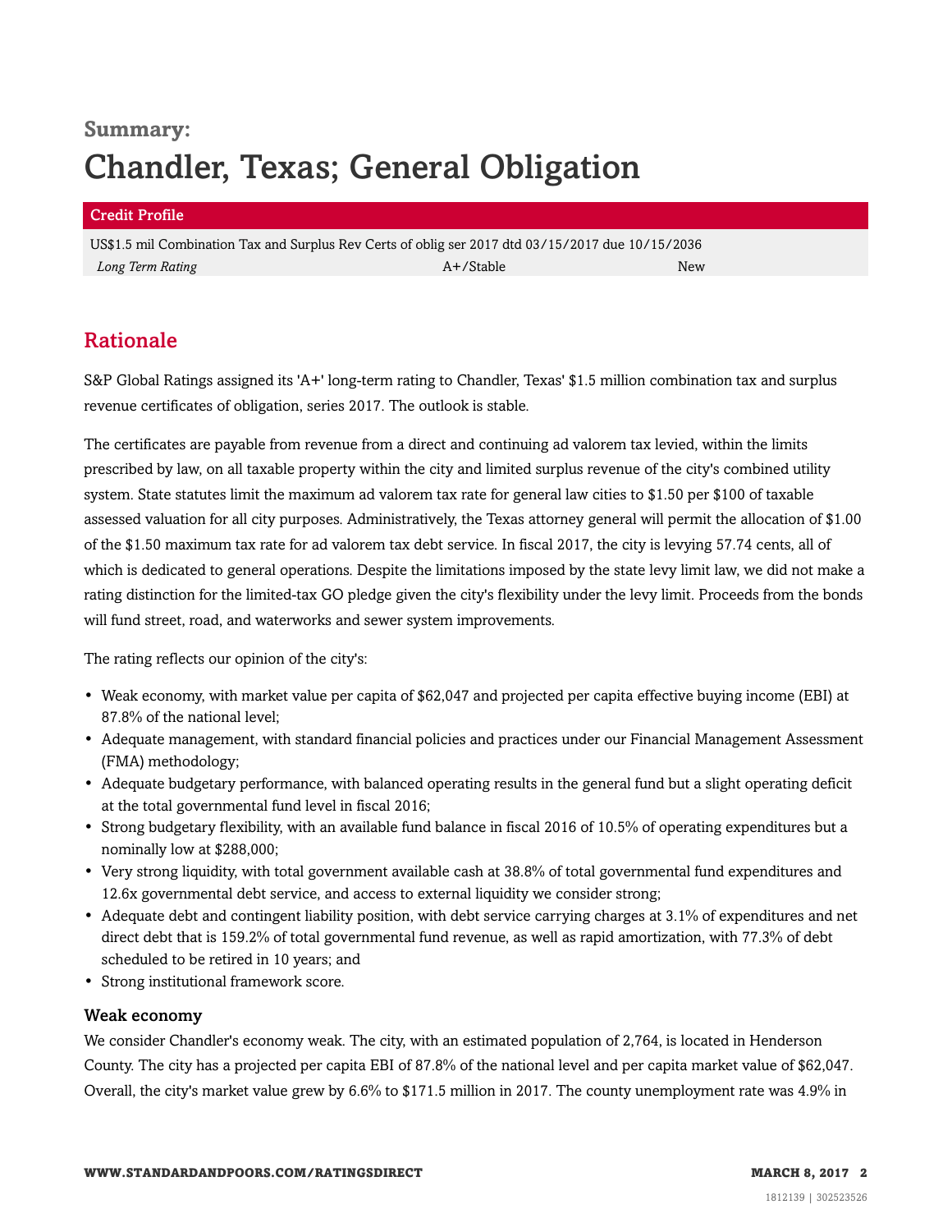**Summary:**

# Chandler, Texas; General Obligation

| Credit Profile | | |
|---|---|---|
| US$1.5 mil Combination Tax and Surplus Rev Certs of oblig ser 2017 dtd 03/15/2017 due 10/15/2036 | | |
| *Long Term Rating* | A+/Stable | New |

## Rationale

S&P Global Ratings assigned its 'A+' long-term rating to Chandler, Texas' $1.5 million combination tax and surplus revenue certificates of obligation, series 2017. The outlook is stable.

The certificates are payable from revenue from a direct and continuing ad valorem tax levied, within the limits prescribed by law, on all taxable property within the city and limited surplus revenue of the city's combined utility system. State statutes limit the maximum ad valorem tax rate for general law cities to $1.50 per $100 of taxable assessed valuation for all city purposes. Administratively, the Texas attorney general will permit the allocation of $1.00 of the $1.50 maximum tax rate for ad valorem tax debt service. In fiscal 2017, the city is levying 57.74 cents, all of which is dedicated to general operations. Despite the limitations imposed by the state levy limit law, we did not make a rating distinction for the limited-tax GO pledge given the city's flexibility under the levy limit. Proceeds from the bonds will fund street, road, and waterworks and sewer system improvements.

The rating reflects our opinion of the city's:

- Weak economy, with market value per capita of $62,047 and projected per capita effective buying income (EBI) at 87.8% of the national level;
- Adequate management, with standard financial policies and practices under our Financial Management Assessment (FMA) methodology;
- Adequate budgetary performance, with balanced operating results in the general fund but a slight operating deficit at the total governmental fund level in fiscal 2016;
- Strong budgetary flexibility, with an available fund balance in fiscal 2016 of 10.5% of operating expenditures but a nominally low at $288,000;
- Very strong liquidity, with total government available cash at 38.8% of total governmental fund expenditures and 12.6x governmental debt service, and access to external liquidity we consider strong;
- Adequate debt and contingent liability position, with debt service carrying charges at 3.1% of expenditures and net direct debt that is 159.2% of total governmental fund revenue, as well as rapid amortization, with 77.3% of debt scheduled to be retired in 10 years; and
- Strong institutional framework score.

### Weak economy

We consider Chandler's economy weak. The city, with an estimated population of 2,764, is located in Henderson County. The city has a projected per capita EBI of 87.8% of the national level and per capita market value of $62,047. Overall, the city's market value grew by 6.6% to $171.5 million in 2017. The county unemployment rate was 4.9% in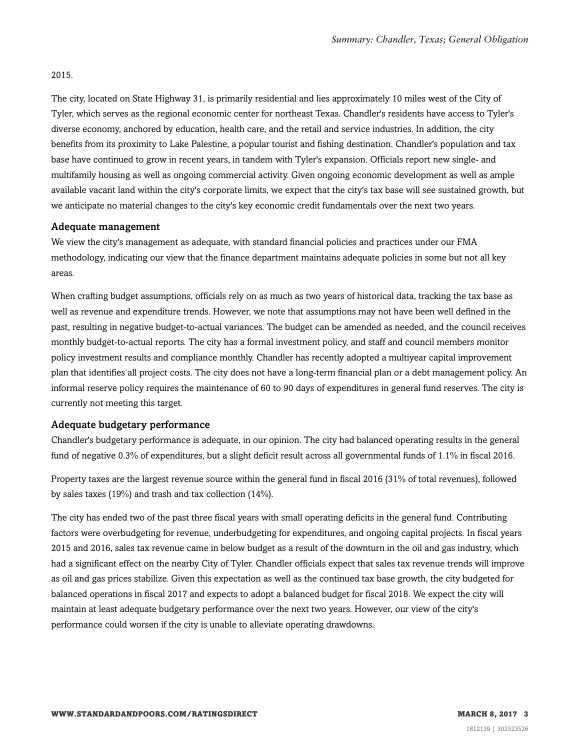2015.

The city, located on State Highway 31, is primarily residential and lies approximately 10 miles west of the City of Tyler, which serves as the regional economic center for northeast Texas. Chandler's residents have access to Tyler's diverse economy, anchored by education, health care, and the retail and service industries. In addition, the city benefits from its proximity to Lake Palestine, a popular tourist and fishing destination. Chandler's population and tax base have continued to grow in recent years, in tandem with Tyler's expansion. Officials report new single- and multifamily housing as well as ongoing commercial activity. Given ongoing economic development as well as ample available vacant land within the city's corporate limits, we expect that the city's tax base will see sustained growth, but we anticipate no material changes to the city's key economic credit fundamentals over the next two years.

### Adequate management

We view the city's management as adequate, with standard financial policies and practices under our FMA methodology, indicating our view that the finance department maintains adequate policies in some but not all key areas.

When crafting budget assumptions, officials rely on as much as two years of historical data, tracking the tax base as well as revenue and expenditure trends. However, we note that assumptions may not have been well defined in the past, resulting in negative budget-to-actual variances. The budget can be amended as needed, and the council receives monthly budget-to-actual reports. The city has a formal investment policy, and staff and council members monitor policy investment results and compliance monthly. Chandler has recently adopted a multiyear capital improvement plan that identifies all project costs. The city does not have a long-term financial plan or a debt management policy. An informal reserve policy requires the maintenance of 60 to 90 days of expenditures in general fund reserves. The city is currently not meeting this target.

### Adequate budgetary performance

Chandler's budgetary performance is adequate, in our opinion. The city had balanced operating results in the general fund of negative 0.3% of expenditures, but a slight deficit result across all governmental funds of 1.1% in fiscal 2016.

Property taxes are the largest revenue source within the general fund in fiscal 2016 (31% of total revenues), followed by sales taxes (19%) and trash and tax collection (14%).

The city has ended two of the past three fiscal years with small operating deficits in the general fund. Contributing factors were overbudgeting for revenue, underbudgeting for expenditures, and ongoing capital projects. In fiscal years 2015 and 2016, sales tax revenue came in below budget as a result of the downturn in the oil and gas industry, which had a significant effect on the nearby City of Tyler. Chandler officials expect that sales tax revenue trends will improve as oil and gas prices stabilize. Given this expectation as well as the continued tax base growth, the city budgeted for balanced operations in fiscal 2017 and expects to adopt a balanced budget for fiscal 2018. We expect the city will maintain at least adequate budgetary performance over the next two years. However, our view of the city's performance could worsen if the city is unable to alleviate operating drawdowns.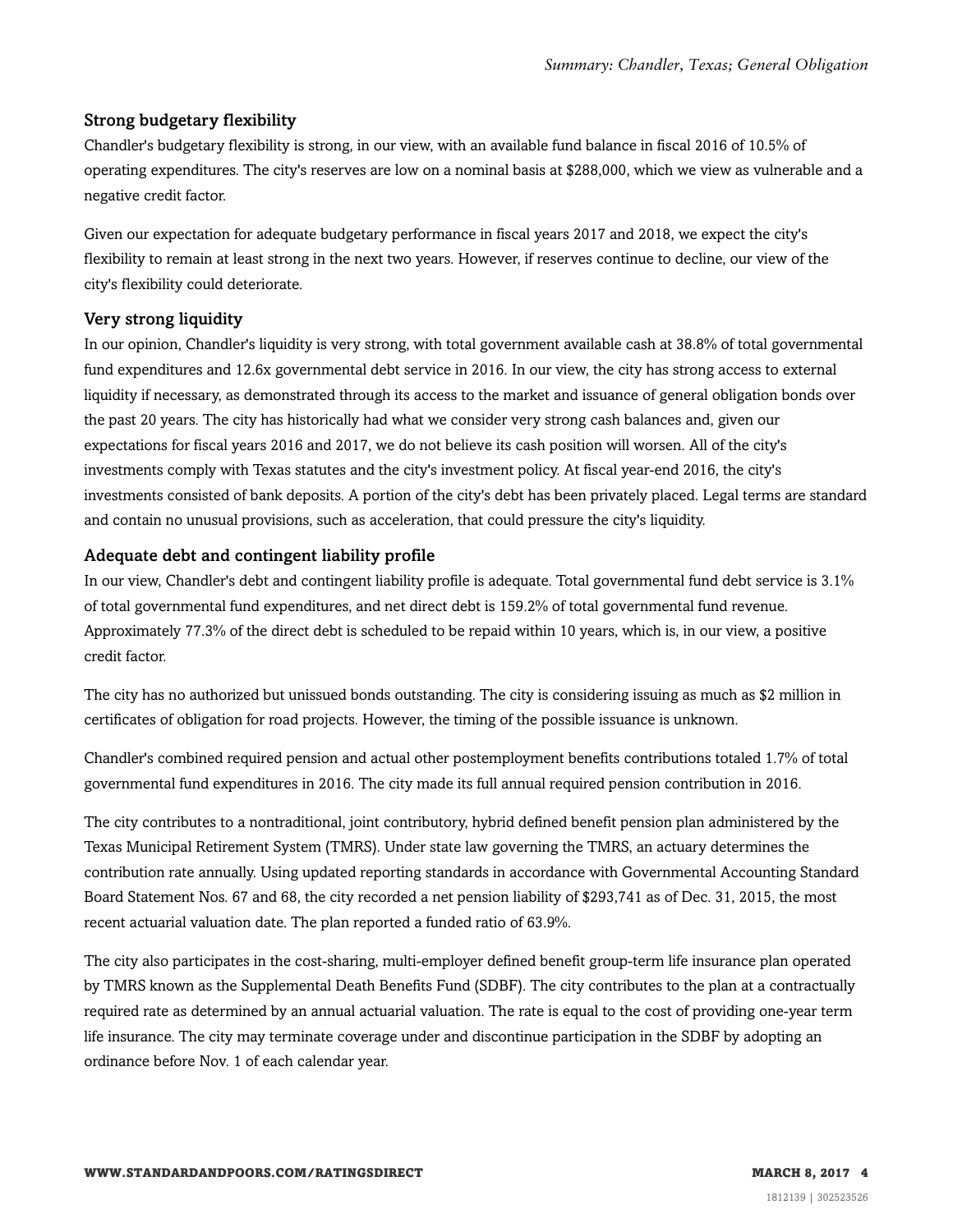### Strong budgetary flexibility

Chandler's budgetary flexibility is strong, in our view, with an available fund balance in fiscal 2016 of 10.5% of operating expenditures. The city's reserves are low on a nominal basis at $288,000, which we view as vulnerable and a negative credit factor.

Given our expectation for adequate budgetary performance in fiscal years 2017 and 2018, we expect the city's flexibility to remain at least strong in the next two years. However, if reserves continue to decline, our view of the city's flexibility could deteriorate.

### Very strong liquidity

In our opinion, Chandler's liquidity is very strong, with total government available cash at 38.8% of total governmental fund expenditures and 12.6x governmental debt service in 2016. In our view, the city has strong access to external liquidity if necessary, as demonstrated through its access to the market and issuance of general obligation bonds over the past 20 years. The city has historically had what we consider very strong cash balances and, given our expectations for fiscal years 2016 and 2017, we do not believe its cash position will worsen. All of the city's investments comply with Texas statutes and the city's investment policy. At fiscal year-end 2016, the city's investments consisted of bank deposits. A portion of the city's debt has been privately placed. Legal terms are standard and contain no unusual provisions, such as acceleration, that could pressure the city's liquidity.

### Adequate debt and contingent liability profile

In our view, Chandler's debt and contingent liability profile is adequate. Total governmental fund debt service is 3.1% of total governmental fund expenditures, and net direct debt is 159.2% of total governmental fund revenue. Approximately 77.3% of the direct debt is scheduled to be repaid within 10 years, which is, in our view, a positive credit factor.

The city has no authorized but unissued bonds outstanding. The city is considering issuing as much as $2 million in certificates of obligation for road projects. However, the timing of the possible issuance is unknown.

Chandler's combined required pension and actual other postemployment benefits contributions totaled 1.7% of total governmental fund expenditures in 2016. The city made its full annual required pension contribution in 2016.

The city contributes to a nontraditional, joint contributory, hybrid defined benefit pension plan administered by the Texas Municipal Retirement System (TMRS). Under state law governing the TMRS, an actuary determines the contribution rate annually. Using updated reporting standards in accordance with Governmental Accounting Standard Board Statement Nos. 67 and 68, the city recorded a net pension liability of $293,741 as of Dec. 31, 2015, the most recent actuarial valuation date. The plan reported a funded ratio of 63.9%.

The city also participates in the cost-sharing, multi-employer defined benefit group-term life insurance plan operated by TMRS known as the Supplemental Death Benefits Fund (SDBF). The city contributes to the plan at a contractually required rate as determined by an annual actuarial valuation. The rate is equal to the cost of providing one-year term life insurance. The city may terminate coverage under and discontinue participation in the SDBF by adopting an ordinance before Nov. 1 of each calendar year.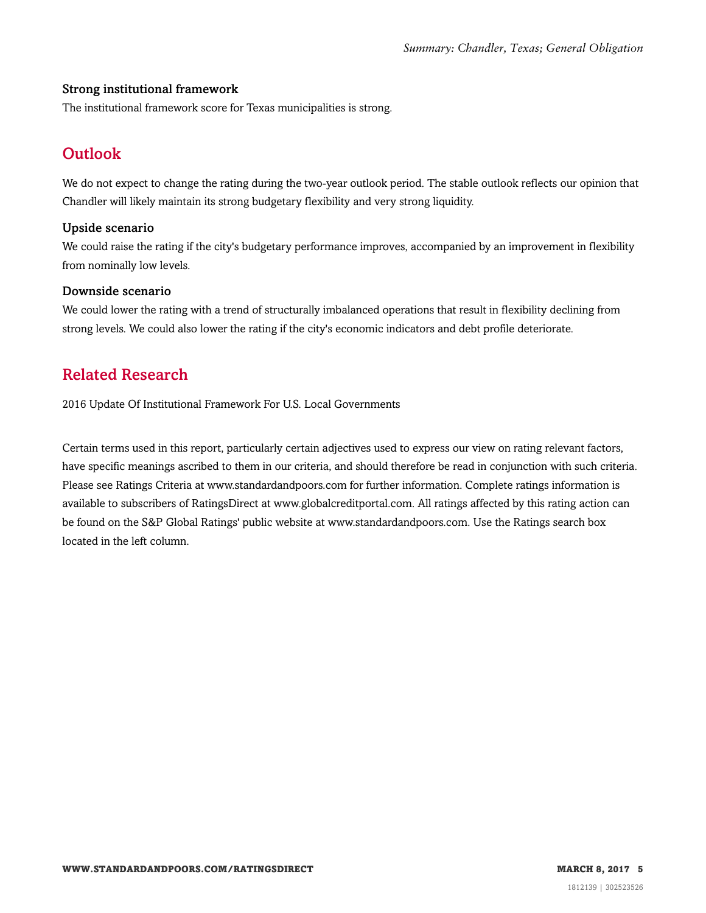### Strong institutional framework

The institutional framework score for Texas municipalities is strong.

## Outlook

We do not expect to change the rating during the two-year outlook period. The stable outlook reflects our opinion that Chandler will likely maintain its strong budgetary flexibility and very strong liquidity.

### Upside scenario

We could raise the rating if the city's budgetary performance improves, accompanied by an improvement in flexibility from nominally low levels.

### Downside scenario

We could lower the rating with a trend of structurally imbalanced operations that result in flexibility declining from strong levels. We could also lower the rating if the city's economic indicators and debt profile deteriorate.

## Related Research

2016 Update Of Institutional Framework For U.S. Local Governments

Certain terms used in this report, particularly certain adjectives used to express our view on rating relevant factors, have specific meanings ascribed to them in our criteria, and should therefore be read in conjunction with such criteria. Please see Ratings Criteria at www.standardandpoors.com for further information. Complete ratings information is available to subscribers of RatingsDirect at www.globalcreditportal.com. All ratings affected by this rating action can be found on the S&P Global Ratings' public website at www.standardandpoors.com. Use the Ratings search box located in the left column.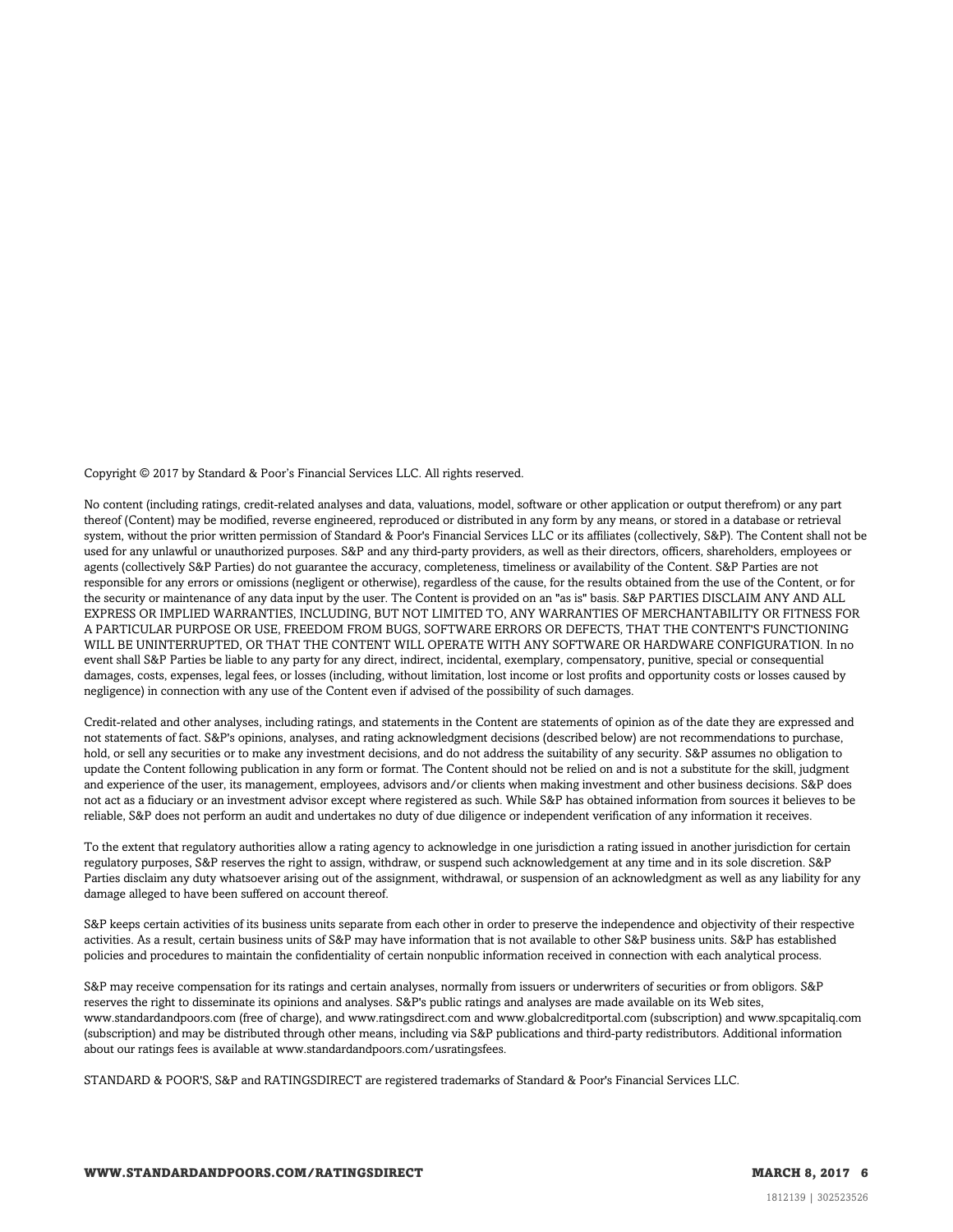Copyright © 2017 by Standard & Poor's Financial Services LLC. All rights reserved.

No content (including ratings, credit-related analyses and data, valuations, model, software or other application or output therefrom) or any part thereof (Content) may be modified, reverse engineered, reproduced or distributed in any form by any means, or stored in a database or retrieval system, without the prior written permission of Standard & Poor's Financial Services LLC or its affiliates (collectively, S&P). The Content shall not be used for any unlawful or unauthorized purposes. S&P and any third-party providers, as well as their directors, officers, shareholders, employees or agents (collectively S&P Parties) do not guarantee the accuracy, completeness, timeliness or availability of the Content. S&P Parties are not responsible for any errors or omissions (negligent or otherwise), regardless of the cause, for the results obtained from the use of the Content, or for the security or maintenance of any data input by the user. The Content is provided on an "as is" basis. S&P PARTIES DISCLAIM ANY AND ALL EXPRESS OR IMPLIED WARRANTIES, INCLUDING, BUT NOT LIMITED TO, ANY WARRANTIES OF MERCHANTABILITY OR FITNESS FOR A PARTICULAR PURPOSE OR USE, FREEDOM FROM BUGS, SOFTWARE ERRORS OR DEFECTS, THAT THE CONTENT'S FUNCTIONING WILL BE UNINTERRUPTED, OR THAT THE CONTENT WILL OPERATE WITH ANY SOFTWARE OR HARDWARE CONFIGURATION. In no event shall S&P Parties be liable to any party for any direct, indirect, incidental, exemplary, compensatory, punitive, special or consequential damages, costs, expenses, legal fees, or losses (including, without limitation, lost income or lost profits and opportunity costs or losses caused by negligence) in connection with any use of the Content even if advised of the possibility of such damages.

Credit-related and other analyses, including ratings, and statements in the Content are statements of opinion as of the date they are expressed and not statements of fact. S&P's opinions, analyses, and rating acknowledgment decisions (described below) are not recommendations to purchase, hold, or sell any securities or to make any investment decisions, and do not address the suitability of any security. S&P assumes no obligation to update the Content following publication in any form or format. The Content should not be relied on and is not a substitute for the skill, judgment and experience of the user, its management, employees, advisors and/or clients when making investment and other business decisions. S&P does not act as a fiduciary or an investment advisor except where registered as such. While S&P has obtained information from sources it believes to be reliable, S&P does not perform an audit and undertakes no duty of due diligence or independent verification of any information it receives.

To the extent that regulatory authorities allow a rating agency to acknowledge in one jurisdiction a rating issued in another jurisdiction for certain regulatory purposes, S&P reserves the right to assign, withdraw, or suspend such acknowledgement at any time and in its sole discretion. S&P Parties disclaim any duty whatsoever arising out of the assignment, withdrawal, or suspension of an acknowledgment as well as any liability for any damage alleged to have been suffered on account thereof.

S&P keeps certain activities of its business units separate from each other in order to preserve the independence and objectivity of their respective activities. As a result, certain business units of S&P may have information that is not available to other S&P business units. S&P has established policies and procedures to maintain the confidentiality of certain nonpublic information received in connection with each analytical process.

S&P may receive compensation for its ratings and certain analyses, normally from issuers or underwriters of securities or from obligors. S&P reserves the right to disseminate its opinions and analyses. S&P's public ratings and analyses are made available on its Web sites, www.standardandpoors.com (free of charge), and www.ratingsdirect.com and www.globalcreditportal.com (subscription) and www.spcapitaliq.com (subscription) and may be distributed through other means, including via S&P publications and third-party redistributors. Additional information about our ratings fees is available at www.standardandpoors.com/usratingsfees.

STANDARD & POOR'S, S&P and RATINGSDIRECT are registered trademarks of Standard & Poor's Financial Services LLC.